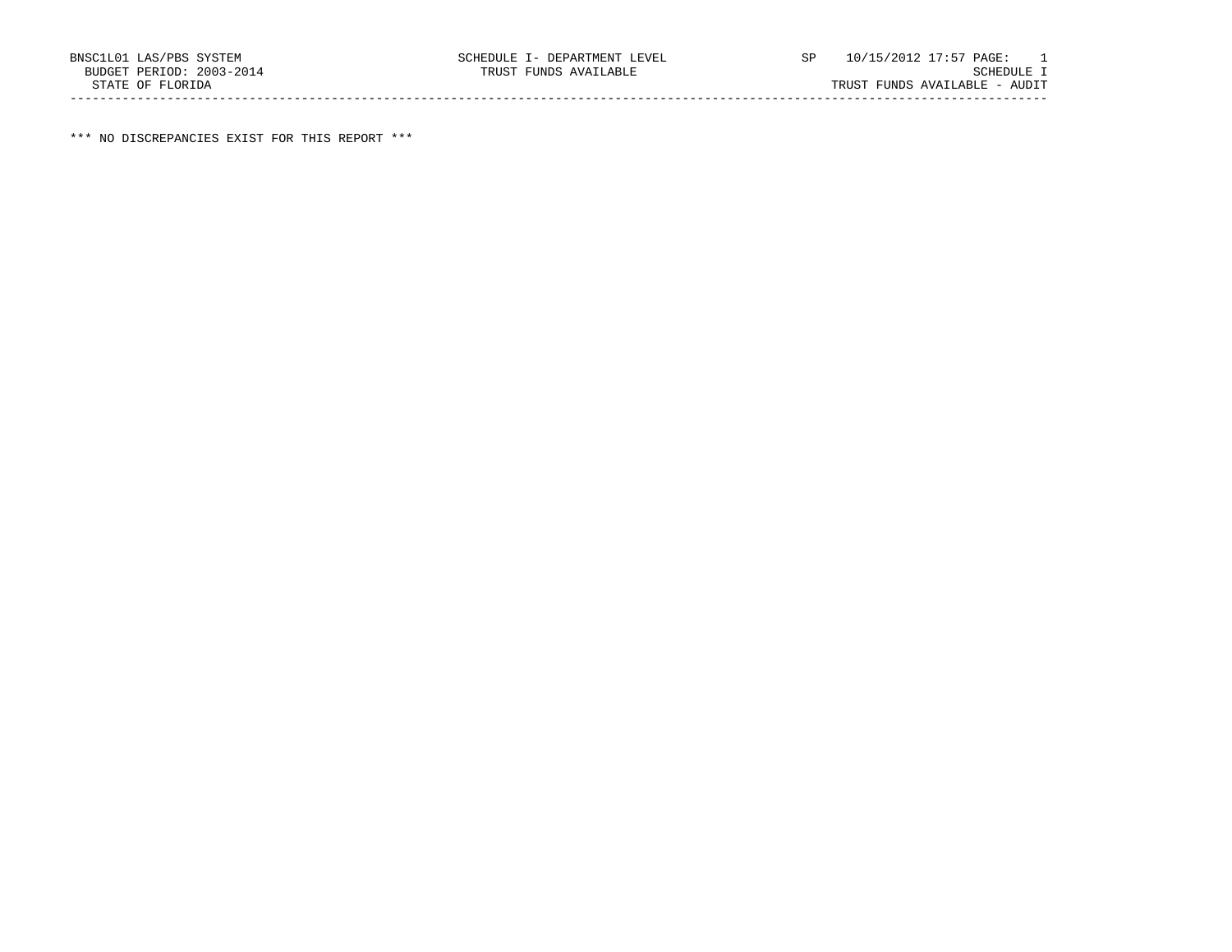BNSC1L01 LAS/PBS SYSTEM
BUDGET PERIOD: 2003-2014
STATE OF FLORIDA

SCHEDULE I- DEPARTMENT LEVEL
TRUST FUNDS AVAILABLE

SP 10/15/2012 17:57 PAGE: 1
SCHEDULE I
TRUST FUNDS AVAILABLE - AUDIT

---

*** NO DISCREPANCIES EXIST FOR THIS REPORT ***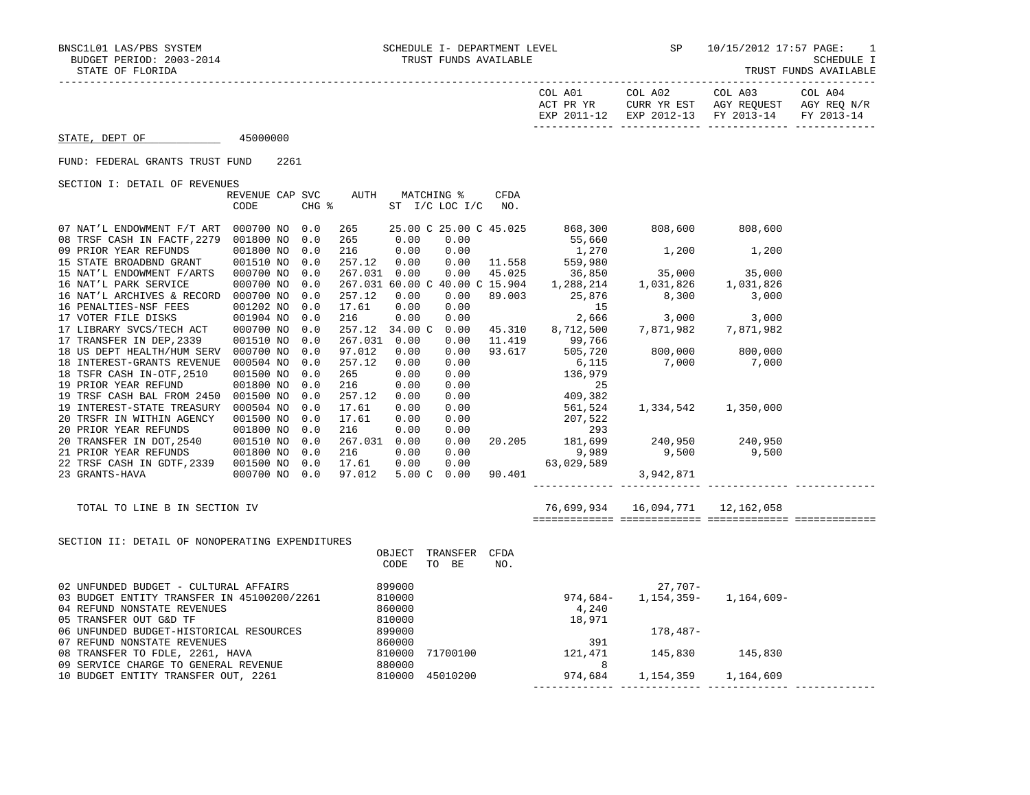BNSC1L01 LAS/PBS SYSTEM — SCHEDULE I- DEPARTMENT LEVEL — SP 10/15/2012 17:57 PAGE: 1

BUDGET PERIOD: 2003-2014 — TRUST FUNDS AVAILABLE — SCHEDULE I

STATE OF FLORIDA — TRUST FUNDS AVAILABLE

**STATE, DEPT OF** 45000000

FUND: FEDERAL GRANTS TRUST FUND 2261

SECTION I: DETAIL OF REVENUES

| | REVENUE CODE | CAP | SVC CHG % | AUTH | MATCHING % ST I/C | LOC I/C | CFDA NO. | COL A01 ACT PR YR EXP 2011-12 | COL A02 CURR YR EST EXP 2012-13 | COL A03 AGY REQUEST FY 2013-14 | COL A04 AGY REQ N/R FY 2013-14 |
|---|---|---|---|---|---|---|---|---|---|---|---|
| 07 NAT'L ENDOWMENT F/T ART | 000700 | NO | 0.0 | 265 | 25.00 C | 25.00 C | 45.025 | 868,300 | 808,600 | 808,600 | |
| 08 TRSF CASH IN FACTF,2279 | 001800 | NO | 0.0 | 265 | 0.00 | 0.00 | | 55,660 | | | |
| 09 PRIOR YEAR REFUNDS | 001800 | NO | 0.0 | 216 | 0.00 | 0.00 | | 1,270 | 1,200 | 1,200 | |
| 15 STATE BROADBND GRANT | 001510 | NO | 0.0 | 257.12 | 0.00 | 0.00 | 11.558 | 559,980 | | | |
| 15 NAT'L ENDOWMENT F/ARTS | 000700 | NO | 0.0 | 267.031 | 0.00 | 0.00 | 45.025 | 36,850 | 35,000 | 35,000 | |
| 16 NAT'L PARK SERVICE | 000700 | NO | 0.0 | 267.031 | 60.00 C | 40.00 C | 15.904 | 1,288,214 | 1,031,826 | 1,031,826 | |
| 16 NAT'L ARCHIVES & RECORD | 000700 | NO | 0.0 | 257.12 | 0.00 | 0.00 | 89.003 | 25,876 | 8,300 | 3,000 | |
| 16 PENALTIES-NSF FEES | 001202 | NO | 0.0 | 17.61 | 0.00 | 0.00 | | 15 | | | |
| 17 VOTER FILE DISKS | 001904 | NO | 0.0 | 216 | 0.00 | 0.00 | | 2,666 | 3,000 | 3,000 | |
| 17 LIBRARY SVCS/TECH ACT | 000700 | NO | 0.0 | 257.12 | 34.00 C | 0.00 | 45.310 | 8,712,500 | 7,871,982 | 7,871,982 | |
| 17 TRANSFER IN DEP,2339 | 001510 | NO | 0.0 | 267.031 | 0.00 | 0.00 | 11.419 | 99,766 | | | |
| 18 US DEPT HEALTH/HUM SERV | 000700 | NO | 0.0 | 97.012 | 0.00 | 0.00 | 93.617 | 505,720 | 800,000 | 800,000 | |
| 18 INTEREST-GRANTS REVENUE | 000504 | NO | 0.0 | 257.12 | 0.00 | 0.00 | | 6,115 | 7,000 | 7,000 | |
| 18 TSFR CASH IN-OTF,2510 | 001500 | NO | 0.0 | 265 | 0.00 | 0.00 | | 136,979 | | | |
| 19 PRIOR YEAR REFUND | 001800 | NO | 0.0 | 216 | 0.00 | 0.00 | | 25 | | | |
| 19 TRSF CASH BAL FROM 2450 | 001500 | NO | 0.0 | 257.12 | 0.00 | 0.00 | | 409,382 | | | |
| 19 INTEREST-STATE TREASURY | 000504 | NO | 0.0 | 17.61 | 0.00 | 0.00 | | 561,524 | 1,334,542 | 1,350,000 | |
| 20 TRSFR IN WITHIN AGENCY | 001500 | NO | 0.0 | 17.61 | 0.00 | 0.00 | | 207,522 | | | |
| 20 PRIOR YEAR REFUNDS | 001800 | NO | 0.0 | 216 | 0.00 | 0.00 | | 293 | | | |
| 20 TRANSFER IN DOT,2540 | 001510 | NO | 0.0 | 267.031 | 0.00 | 0.00 | 20.205 | 181,699 | 240,950 | 240,950 | |
| 21 PRIOR YEAR REFUNDS | 001800 | NO | 0.0 | 216 | 0.00 | 0.00 | | 9,989 | 9,500 | 9,500 | |
| 22 TRSF CASH IN GDTF,2339 | 001500 | NO | 0.0 | 17.61 | 0.00 | 0.00 | | 63,029,589 | | | |
| 23 GRANTS-HAVA | 000700 | NO | 0.0 | 97.012 | 5.00 C | 0.00 | 90.401 | | 3,942,871 | | |
| TOTAL TO LINE B IN SECTION IV | | | | | | | | 76,699,934 | 16,094,771 | 12,162,058 | |

SECTION II: DETAIL OF NONOPERATING EXPENDITURES

| | OBJECT CODE | TRANSFER TO BE | CFDA NO. | COL A01 | COL A02 | COL A03 | COL A04 |
|---|---|---|---|---|---|---|---|
| 02 UNFUNDED BUDGET - CULTURAL AFFAIRS | 899000 | | | | 27,707- | | |
| 03 BUDGET ENTITY TRANSFER IN 45100200/2261 | 810000 | | | 974,684- | 1,154,359- | 1,164,609- | |
| 04 REFUND NONSTATE REVENUES | 860000 | | | 4,240 | | | |
| 05 TRANSFER OUT G&D TF | 810000 | | | 18,971 | | | |
| 06 UNFUNDED BUDGET-HISTORICAL RESOURCES | 899000 | | | | 178,487- | | |
| 07 REFUND NONSTATE REVENUES | 860000 | | | 391 | | | |
| 08 TRANSFER TO FDLE, 2261, HAVA | 810000 | 71700100 | | 121,471 | 145,830 | 145,830 | |
| 09 SERVICE CHARGE TO GENERAL REVENUE | 880000 | | | 8 | | | |
| 10 BUDGET ENTITY TRANSFER OUT, 2261 | 810000 | 45010200 | | 974,684 | 1,154,359 | 1,164,609 | |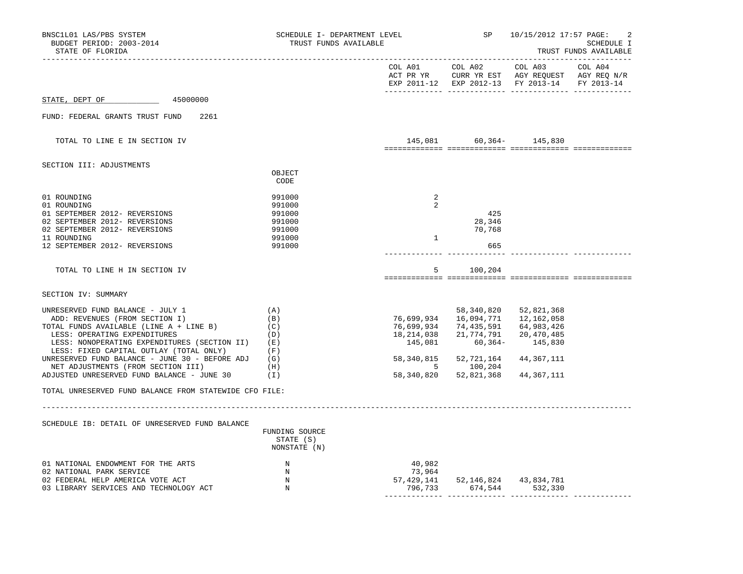BNSC1L01 LAS/PBS SYSTEM — SCHEDULE I- DEPARTMENT LEVEL — SP 10/15/2012 17:57

BUDGET PERIOD: 2003-2014 — TRUST FUNDS AVAILABLE — SCHEDULE I

STATE OF FLORIDA — TRUST FUNDS AVAILABLE

| | | COL A01 ACT PR YR EXP 2011-12 | COL A02 CURR YR EST EXP 2012-13 | COL A03 AGY REQUEST FY 2013-14 | COL A04 AGY REQ N/R FY 2013-14 |
|---|---|---|---|---|---|
| STATE, DEPT OF 45000000 | | | | | |
| FUND: FEDERAL GRANTS TRUST FUND 2261 | | | | | |
| TOTAL TO LINE E IN SECTION IV | | 145,081 | 60,364- | 145,830 | |
| **SECTION III: ADJUSTMENTS** | OBJECT CODE | | | | |
| 01 ROUNDING | 991000 | 2 | | | |
| 01 ROUNDING | 991000 | 2 | | | |
| 01 SEPTEMBER 2012- REVERSIONS | 991000 | | 425 | | |
| 02 SEPTEMBER 2012- REVERSIONS | 991000 | | 28,346 | | |
| 02 SEPTEMBER 2012- REVERSIONS | 991000 | | 70,768 | | |
| 11 ROUNDING | 991000 | 1 | | | |
| 12 SEPTEMBER 2012- REVERSIONS | 991000 | | 665 | | |
| TOTAL TO LINE H IN SECTION IV | | 5 | 100,204 | | |
| **SECTION IV: SUMMARY** | | | | | |
| UNRESERVED FUND BALANCE - JULY 1 | (A) | | 58,340,820 | 52,821,368 | |
| ADD: REVENUES (FROM SECTION I) | (B) | 76,699,934 | 16,094,771 | 12,162,058 | |
| TOTAL FUNDS AVAILABLE (LINE A + LINE B) | (C) | 76,699,934 | 74,435,591 | 64,983,426 | |
| LESS: OPERATING EXPENDITURES | (D) | 18,214,038 | 21,774,791 | 20,470,485 | |
| LESS: NONOPERATING EXPENDITURES (SECTION II) | (E) | 145,081 | 60,364- | 145,830 | |
| LESS: FIXED CAPITAL OUTLAY (TOTAL ONLY) | (F) | | | | |
| UNRESERVED FUND BALANCE - JUNE 30 - BEFORE ADJ | (G) | 58,340,815 | 52,721,164 | 44,367,111 | |
| NET ADJUSTMENTS (FROM SECTION III) | (H) | 5 | 100,204 | | |
| ADJUSTED UNRESERVED FUND BALANCE - JUNE 30 | (I) | 58,340,820 | 52,821,368 | 44,367,111 | |
| TOTAL UNRESERVED FUND BALANCE FROM STATEWIDE CFO FILE: | | | | | |

| SCHEDULE IB: DETAIL OF UNRESERVED FUND BALANCE | FUNDING SOURCE STATE (S) NONSTATE (N) | COL A01 | COL A02 | COL A03 | COL A04 |
|---|---|---|---|---|---|
| 01 NATIONAL ENDOWMENT FOR THE ARTS | N | 40,982 | | | |
| 02 NATIONAL PARK SERVICE | N | 73,964 | | | |
| 02 FEDERAL HELP AMERICA VOTE ACT | N | 57,429,141 | 52,146,824 | 43,834,781 | |
| 03 LIBRARY SERVICES AND TECHNOLOGY ACT | N | 796,733 | 674,544 | 532,330 | |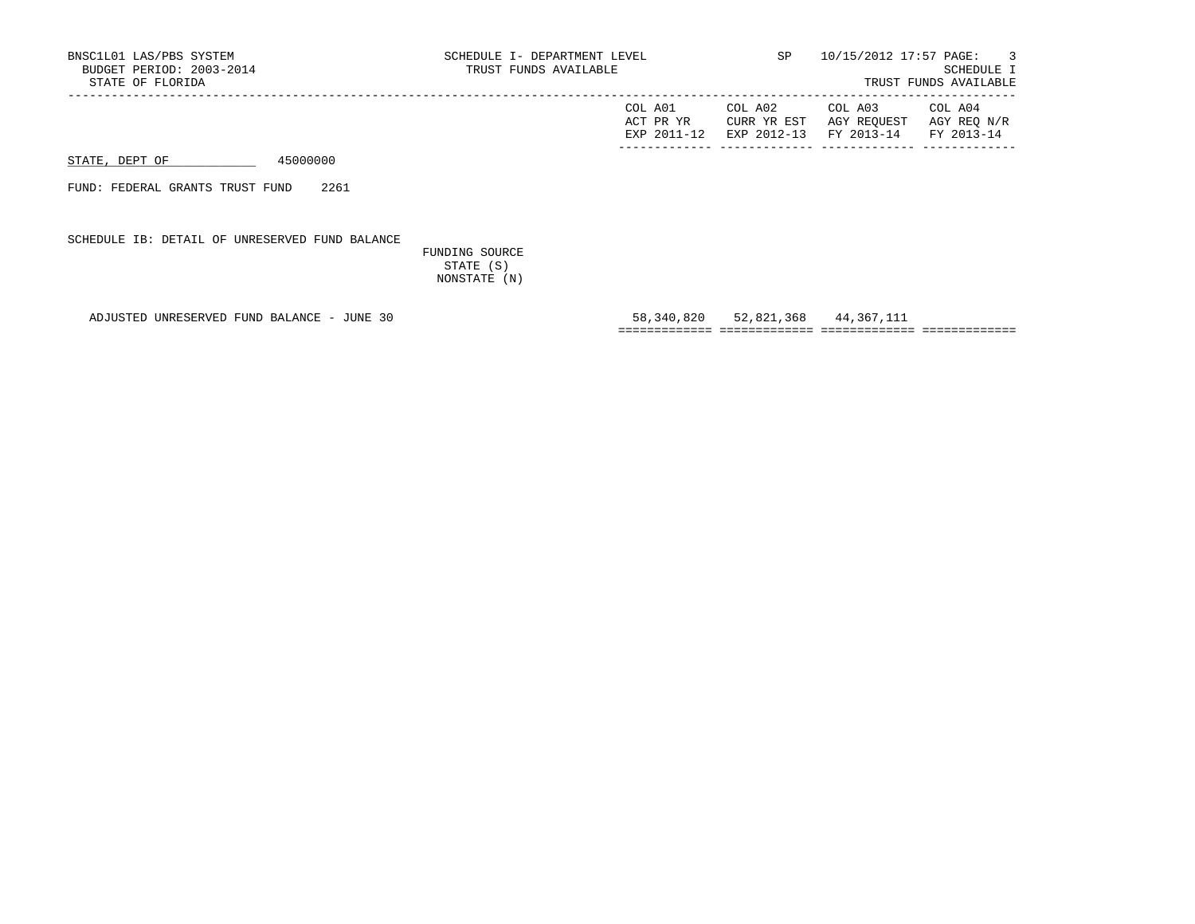BNSC1L01 LAS/PBS SYSTEM
BUDGET PERIOD: 2003-2014
STATE OF FLORIDA

SCHEDULE I- DEPARTMENT LEVEL
TRUST FUNDS AVAILABLE

SP 10/15/2012 17:57
SCHEDULE I
TRUST FUNDS AVAILABLE

STATE, DEPT OF 45000000

FUND: FEDERAL GRANTS TRUST FUND 2261

SCHEDULE IB: DETAIL OF UNRESERVED FUND BALANCE

| | FUNDING SOURCE STATE (S) NONSTATE (N) | COL A01 ACT PR YR EXP 2011-12 | COL A02 CURR YR EST EXP 2012-13 | COL A03 AGY REQUEST FY 2013-14 | COL A04 AGY REQ N/R FY 2013-14 |
|---|---|---|---|---|---|
| ADJUSTED UNRESERVED FUND BALANCE - JUNE 30 | | 58,340,820 | 52,821,368 | 44,367,111 | |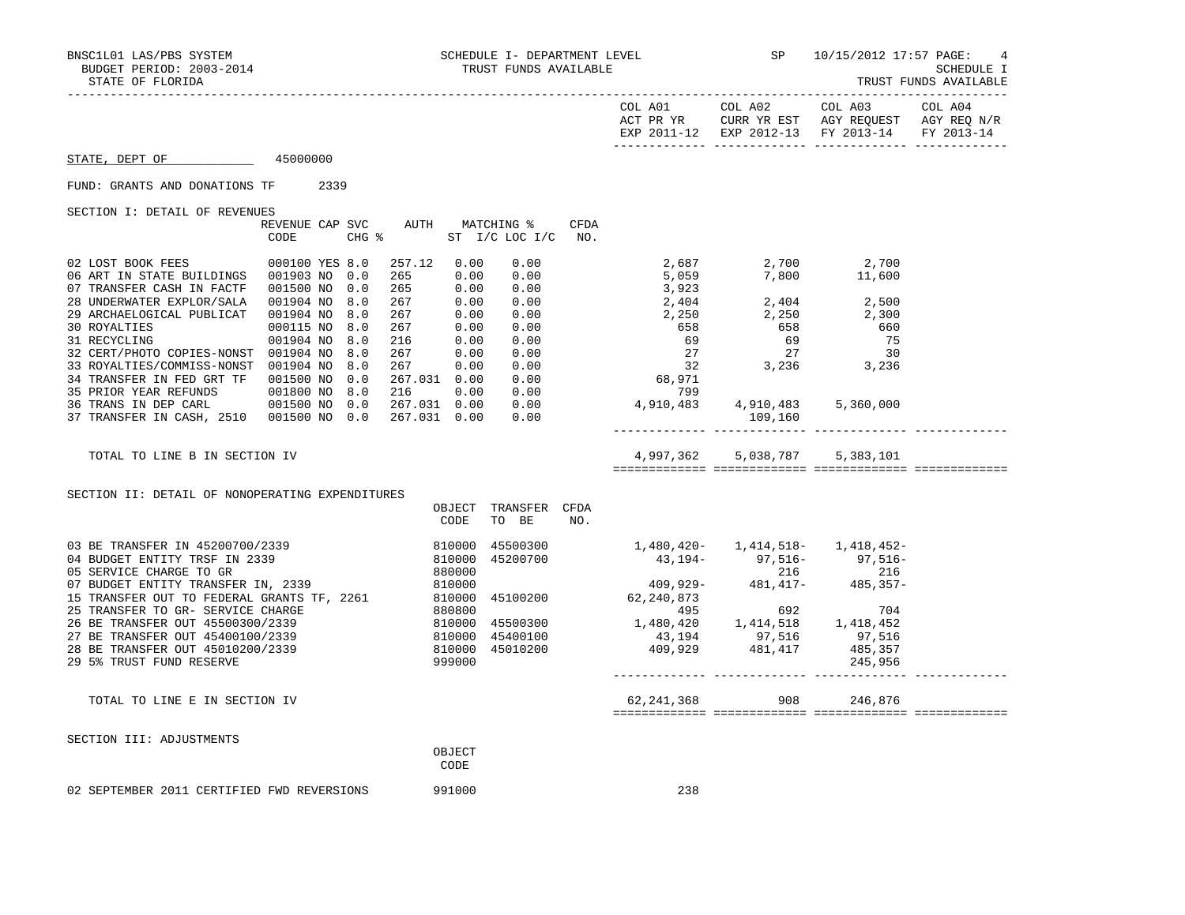BNSC1L01 LAS/PBS SYSTEM — SCHEDULE I- DEPARTMENT LEVEL — TRUST FUNDS AVAILABLE — SP 10/15/2012 17:57

BUDGET PERIOD: 2003-2014 — SCHEDULE I

STATE OF FLORIDA — TRUST FUNDS AVAILABLE

| | COL A01 ACT PR YR EXP 2011-12 | COL A02 CURR YR EST EXP 2012-13 | COL A03 AGY REQUEST FY 2013-14 | COL A04 AGY REQ N/R FY 2013-14 |
|---|---|---|---|---|

STATE, DEPT OF 45000000

FUND: GRANTS AND DONATIONS TF 2339

SECTION I: DETAIL OF REVENUES

| | REVENUE CODE | CAP | SVC CHG % | AUTH ST | MATCHING % I/C | LOC I/C | CFDA NO. | COL A01 | COL A02 | COL A03 | COL A04 |
|---|---|---|---|---|---|---|---|---|---|---|---|
| 02 LOST BOOK FEES | 000100 | YES | 8.0 | 257.12 | 0.00 | 0.00 | | 2,687 | 2,700 | 2,700 | |
| 06 ART IN STATE BUILDINGS | 001903 | NO | 0.0 | 265 | 0.00 | 0.00 | | 5,059 | 7,800 | 11,600 | |
| 07 TRANSFER CASH IN FACTF | 001500 | NO | 0.0 | 265 | 0.00 | 0.00 | | 3,923 | | | |
| 28 UNDERWATER EXPLOR/SALA | 001904 | NO | 8.0 | 267 | 0.00 | 0.00 | | 2,404 | 2,404 | 2,500 | |
| 29 ARCHAELOGICAL PUBLICAT | 001904 | NO | 8.0 | 267 | 0.00 | 0.00 | | 2,250 | 2,250 | 2,300 | |
| 30 ROYALTIES | 000115 | NO | 8.0 | 267 | 0.00 | 0.00 | | 658 | 658 | 660 | |
| 31 RECYCLING | 001904 | NO | 8.0 | 216 | 0.00 | 0.00 | | 69 | 69 | 75 | |
| 32 CERT/PHOTO COPIES-NONST | 001904 | NO | 8.0 | 267 | 0.00 | 0.00 | | 27 | 27 | 30 | |
| 33 ROYALTIES/COMMISS-NONST | 001904 | NO | 8.0 | 267 | 0.00 | 0.00 | | 32 | 3,236 | 3,236 | |
| 34 TRANSFER IN FED GRT TF | 001500 | NO | 0.0 | 267.031 | 0.00 | 0.00 | | 68,971 | | | |
| 35 PRIOR YEAR REFUNDS | 001800 | NO | 8.0 | 216 | 0.00 | 0.00 | | 799 | | | |
| 36 TRANS IN DEP CARL | 001500 | NO | 0.0 | 267.031 | 0.00 | 0.00 | | 4,910,483 | 4,910,483 | 5,360,000 | |
| 37 TRANSFER IN CASH, 2510 | 001500 | NO | 0.0 | 267.031 | 0.00 | 0.00 | | | 109,160 | | |
| TOTAL TO LINE B IN SECTION IV | | | | | | | | 4,997,362 | 5,038,787 | 5,383,101 | |

SECTION II: DETAIL OF NONOPERATING EXPENDITURES

| | OBJECT CODE | TRANSFER TO BE | CFDA NO. | COL A01 | COL A02 | COL A03 | COL A04 |
|---|---|---|---|---|---|---|---|
| 03 BE TRANSFER IN 45200700/2339 | 810000 | 45500300 | | 1,480,420- | 1,414,518- | 1,418,452- | |
| 04 BUDGET ENTITY TRSF IN 2339 | 810000 | 45200700 | | 43,194- | 97,516- | 97,516- | |
| 05 SERVICE CHARGE TO GR | 880000 | | | | 216 | 216 | |
| 07 BUDGET ENTITY TRANSFER IN, 2339 | 810000 | | | 409,929- | 481,417- | 485,357- | |
| 15 TRANSFER OUT TO FEDERAL GRANTS TF, 2261 | 810000 | 45100200 | | 62,240,873 | | | |
| 25 TRANSFER TO GR- SERVICE CHARGE | 880800 | | | 495 | 692 | 704 | |
| 26 BE TRANSFER OUT 45500300/2339 | 810000 | 45500300 | | 1,480,420 | 1,414,518 | 1,418,452 | |
| 27 BE TRANSFER OUT 45400100/2339 | 810000 | 45400100 | | 43,194 | 97,516 | 97,516 | |
| 28 BE TRANSFER OUT 45010200/2339 | 810000 | 45010200 | | 409,929 | 481,417 | 485,357 | |
| 29 5% TRUST FUND RESERVE | 999000 | | | | | 245,956 | |
| TOTAL TO LINE E IN SECTION IV | | | | 62,241,368 | 908 | 246,876 | |

SECTION III: ADJUSTMENTS

| | OBJECT CODE | COL A01 | COL A02 | COL A03 | COL A04 |
|---|---|---|---|---|---|
| 02 SEPTEMBER 2011 CERTIFIED FWD REVERSIONS | 991000 | 238 | | | |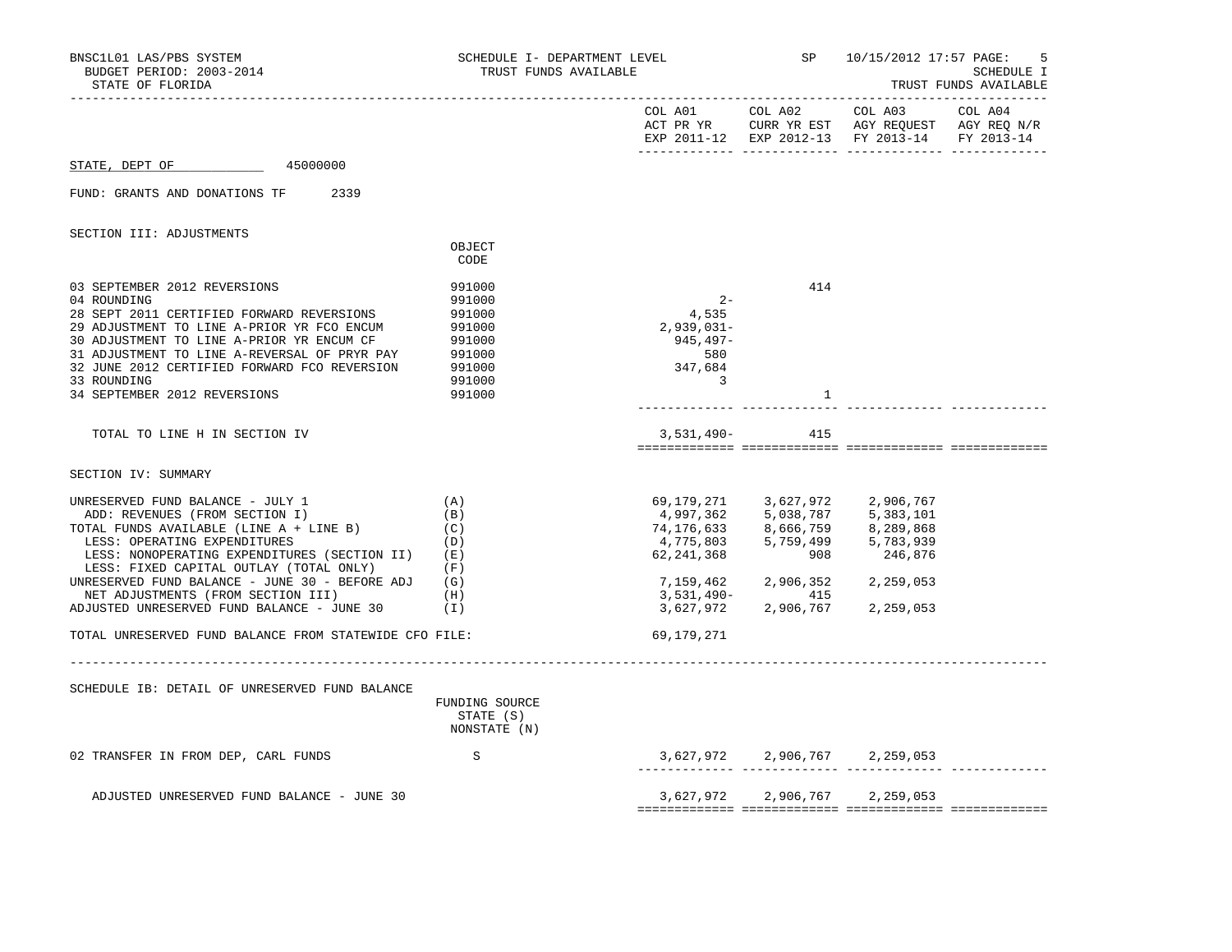BNSC1L01 LAS/PBS SYSTEM — SCHEDULE I- DEPARTMENT LEVEL — TRUST FUNDS AVAILABLE — SP 10/15/2012 17:57 — SCHEDULE I

BUDGET PERIOD: 2003-2014

STATE OF FLORIDA — TRUST FUNDS AVAILABLE

STATE, DEPT OF 45000000

FUND: GRANTS AND DONATIONS TF 2339

## SECTION III: ADJUSTMENTS

| | OBJECT CODE | COL A01 ACT PR YR EXP 2011-12 | COL A02 CURR YR EST EXP 2012-13 | COL A03 AGY REQUEST FY 2013-14 | COL A04 AGY REQ N/R FY 2013-14 |
|---|---|---|---|---|---|
| 03 SEPTEMBER 2012 REVERSIONS | 991000 | | 414 | | |
| 04 ROUNDING | 991000 | 2- | | | |
| 28 SEPT 2011 CERTIFIED FORWARD REVERSIONS | 991000 | 4,535 | | | |
| 29 ADJUSTMENT TO LINE A-PRIOR YR FCO ENCUM | 991000 | 2,939,031- | | | |
| 30 ADJUSTMENT TO LINE A-PRIOR YR ENCUM CF | 991000 | 945,497- | | | |
| 31 ADJUSTMENT TO LINE A-REVERSAL OF PRYR PAY | 991000 | 580 | | | |
| 32 JUNE 2012 CERTIFIED FORWARD FCO REVERSION | 991000 | 347,684 | | | |
| 33 ROUNDING | 991000 | 3 | | | |
| 34 SEPTEMBER 2012 REVERSIONS | 991000 | | 1 | | |
| TOTAL TO LINE H IN SECTION IV | | 3,531,490- | 415 | | |

## SECTION IV: SUMMARY

| | | COL A01 | COL A02 | COL A03 | COL A04 |
|---|---|---|---|---|---|
| UNRESERVED FUND BALANCE - JULY 1 | (A) | 69,179,271 | 3,627,972 | 2,906,767 | |
| ADD: REVENUES (FROM SECTION I) | (B) | 4,997,362 | 5,038,787 | 5,383,101 | |
| TOTAL FUNDS AVAILABLE (LINE A + LINE B) | (C) | 74,176,633 | 8,666,759 | 8,289,868 | |
| LESS: OPERATING EXPENDITURES | (D) | 4,775,803 | 5,759,499 | 5,783,939 | |
| LESS: NONOPERATING EXPENDITURES (SECTION II) | (E) | 62,241,368 | 908 | 246,876 | |
| LESS: FIXED CAPITAL OUTLAY (TOTAL ONLY) | (F) | | | | |
| UNRESERVED FUND BALANCE - JUNE 30 - BEFORE ADJ | (G) | 7,159,462 | 2,906,352 | 2,259,053 | |
| NET ADJUSTMENTS (FROM SECTION III) | (H) | 3,531,490- | 415 | | |
| ADJUSTED UNRESERVED FUND BALANCE - JUNE 30 | (I) | 3,627,972 | 2,906,767 | 2,259,053 | |

TOTAL UNRESERVED FUND BALANCE FROM STATEWIDE CFO FILE: 69,179,271

## SCHEDULE IB: DETAIL OF UNRESERVED FUND BALANCE

| | FUNDING SOURCE STATE (S) NONSTATE (N) | COL A01 | COL A02 | COL A03 | COL A04 |
|---|---|---|---|---|---|
| 02 TRANSFER IN FROM DEP, CARL FUNDS | S | 3,627,972 | 2,906,767 | 2,259,053 | |
| ADJUSTED UNRESERVED FUND BALANCE - JUNE 30 | | 3,627,972 | 2,906,767 | 2,259,053 | |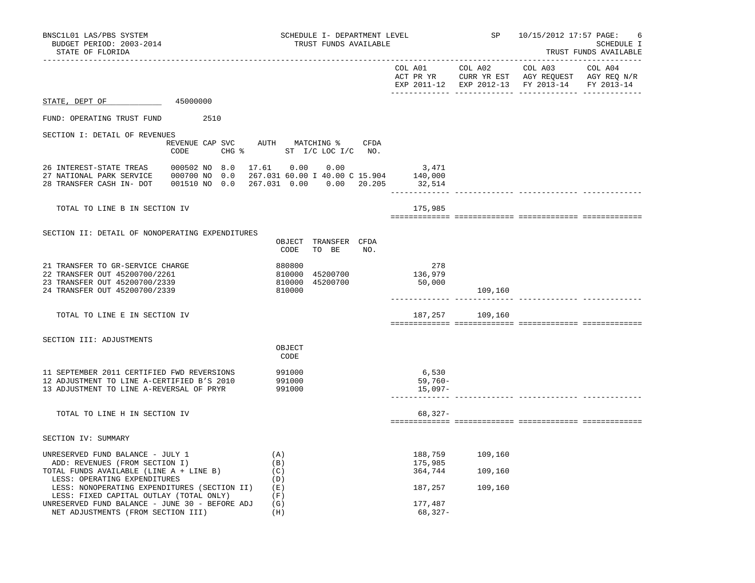BNSC1L01 LAS/PBS SYSTEM
BUDGET PERIOD: 2003-2014
STATE OF FLORIDA

SCHEDULE I- DEPARTMENT LEVEL
TRUST FUNDS AVAILABLE

SP 10/15/2012 17:57 PAGE: 6
SCHEDULE I
TRUST FUNDS AVAILABLE

| | COL A01 ACT PR YR EXP 2011-12 | COL A02 CURR YR EST EXP 2012-13 | COL A03 AGY REQUEST FY 2013-14 | COL A04 AGY REQ N/R FY 2013-14 |
|---|---|---|---|---|

STATE, DEPT OF 45000000

FUND: OPERATING TRUST FUND 2510

SECTION I: DETAIL OF REVENUES

| | REVENUE CODE | CAP | SVC CHG % | AUTH | MATCHING % ST I/C | LOC I/C | CFDA NO. | COL A01 | COL A02 | COL A03 | COL A04 |
|---|---|---|---|---|---|---|---|---|---|---|---|
| 26 INTEREST-STATE TREAS | 000502 | NO | 8.0 | 17.61 | 0.00 | 0.00 | | 3,471 | | | |
| 27 NATIONAL PARK SERVICE | 000700 | NO | 0.0 | 267.031 | 60.00 I | 40.00 C | 15.904 | 140,000 | | | |
| 28 TRANSFER CASH IN- DOT | 001510 | NO | 0.0 | 267.031 | 0.00 | 0.00 | 20.205 | 32,514 | | | |
| TOTAL TO LINE B IN SECTION IV | | | | | | | | 175,985 | | | |

SECTION II: DETAIL OF NONOPERATING EXPENDITURES

| | OBJECT CODE | TRANSFER TO BE | CFDA NO. | COL A01 | COL A02 | COL A03 | COL A04 |
|---|---|---|---|---|---|---|---|
| 21 TRANSFER TO GR-SERVICE CHARGE | 880800 | | | 278 | | | |
| 22 TRANSFER OUT 45200700/2261 | 810000 | 45200700 | | 136,979 | | | |
| 23 TRANSFER OUT 45200700/2339 | 810000 | 45200700 | | 50,000 | | | |
| 24 TRANSFER OUT 45200700/2339 | 810000 | | | | 109,160 | | |
| TOTAL TO LINE E IN SECTION IV | | | | 187,257 | 109,160 | | |

SECTION III: ADJUSTMENTS

| | OBJECT CODE | COL A01 | COL A02 | COL A03 | COL A04 |
|---|---|---|---|---|---|
| 11 SEPTEMBER 2011 CERTIFIED FWD REVERSIONS | 991000 | 6,530 | | | |
| 12 ADJUSTMENT TO LINE A-CERTIFIED B'S 2010 | 991000 | 59,760- | | | |
| 13 ADJUSTMENT TO LINE A-REVERSAL OF PRYR | 991000 | 15,097- | | | |
| TOTAL TO LINE H IN SECTION IV | | 68,327- | | | |

SECTION IV: SUMMARY

| | | COL A01 | COL A02 | COL A03 | COL A04 |
|---|---|---|---|---|---|
| UNRESERVED FUND BALANCE - JULY 1 | (A) | 188,759 | 109,160 | | |
| ADD: REVENUES (FROM SECTION I) | (B) | 175,985 | | | |
| TOTAL FUNDS AVAILABLE (LINE A + LINE B) | (C) | 364,744 | 109,160 | | |
| LESS: OPERATING EXPENDITURES | (D) | | | | |
| LESS: NONOPERATING EXPENDITURES (SECTION II) | (E) | 187,257 | 109,160 | | |
| LESS: FIXED CAPITAL OUTLAY (TOTAL ONLY) | (F) | | | | |
| UNRESERVED FUND BALANCE - JUNE 30 - BEFORE ADJ | (G) | 177,487 | | | |
| NET ADJUSTMENTS (FROM SECTION III) | (H) | 68,327- | | | |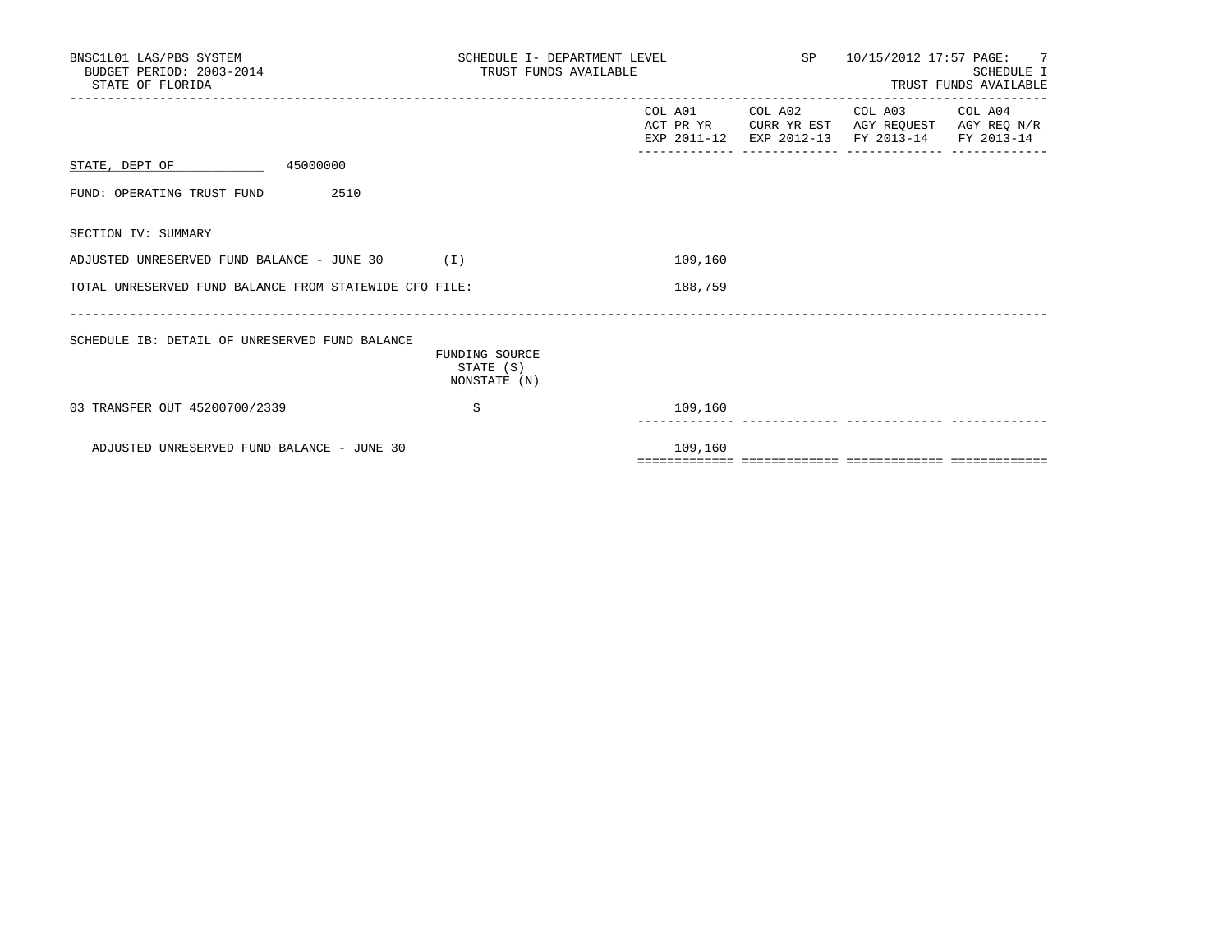BNSC1L01 LAS/PBS SYSTEM
BUDGET PERIOD: 2003-2014
STATE OF FLORIDA

SCHEDULE I- DEPARTMENT LEVEL
TRUST FUNDS AVAILABLE

SP 10/15/2012 17:57

SCHEDULE I
TRUST FUNDS AVAILABLE

| | | COL A01 ACT PR YR EXP 2011-12 | COL A02 CURR YR EST EXP 2012-13 | COL A03 AGY REQUEST FY 2013-14 | COL A04 AGY REQ N/R FY 2013-14 |
|---|---|---|---|---|---|
| STATE, DEPT OF 45000000 | | | | | |
| FUND: OPERATING TRUST FUND 2510 | | | | | |
| SECTION IV: SUMMARY | | | | | |
| ADJUSTED UNRESERVED FUND BALANCE - JUNE 30 | (I) | 109,160 | | | |
| TOTAL UNRESERVED FUND BALANCE FROM STATEWIDE CFO FILE: | | 188,759 | | | |

| SCHEDULE IB: DETAIL OF UNRESERVED FUND BALANCE | FUNDING SOURCE STATE (S) NONSTATE (N) | | | | |
|---|---|---|---|---|---|
| 03 TRANSFER OUT 45200700/2339 | S | 109,160 | | | |
| ADJUSTED UNRESERVED FUND BALANCE - JUNE 30 | | 109,160 | | | |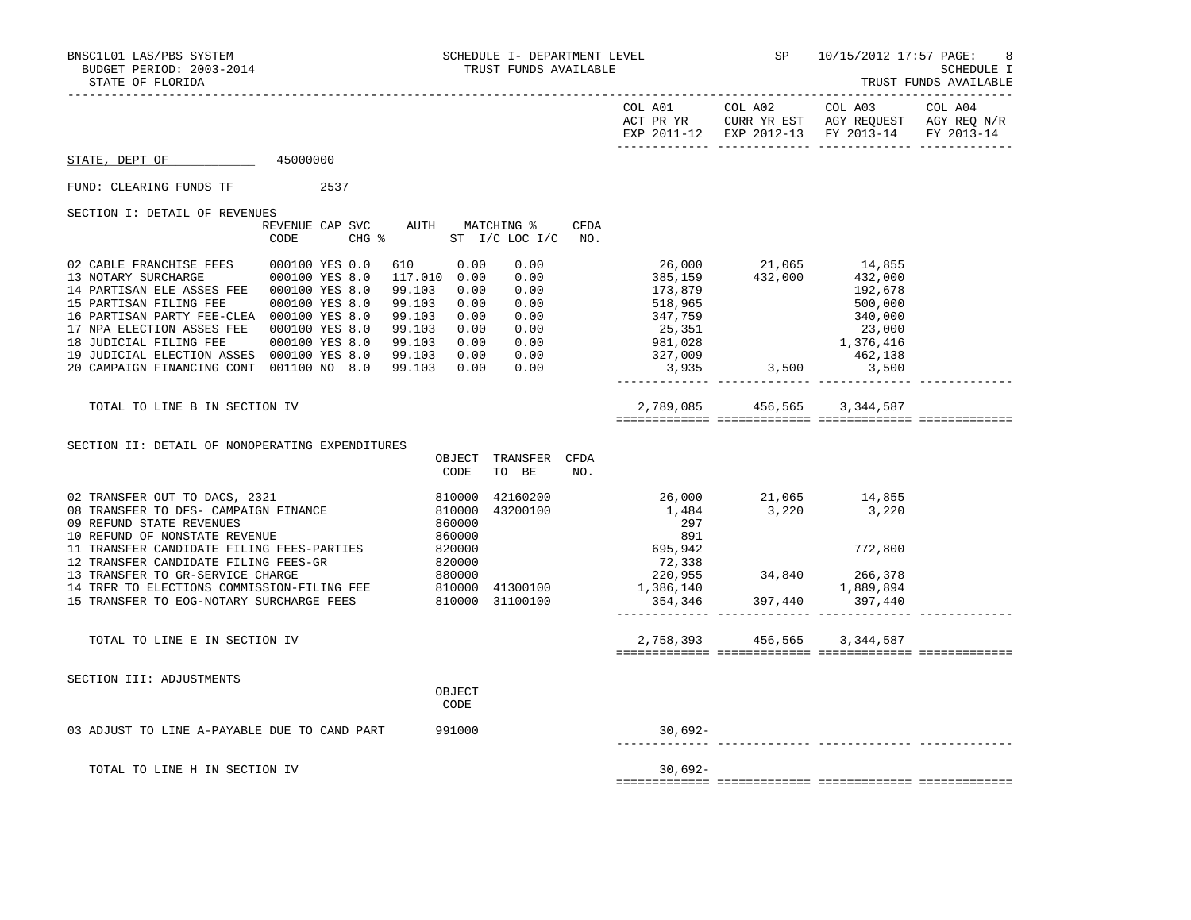BNSC1L01 LAS/PBS SYSTEM — SCHEDULE I- DEPARTMENT LEVEL — TRUST FUNDS AVAILABLE — SP 10/15/2012 17:57 PAGE: 8

BUDGET PERIOD: 2003-2014 — SCHEDULE I

STATE OF FLORIDA — TRUST FUNDS AVAILABLE

STATE, DEPT OF 45000000

FUND: CLEARING FUNDS TF 2537

## SECTION I: DETAIL OF REVENUES

| | REVENUE CODE | CAP | SVC CHG % | AUTH | MATCHING % ST I/C | LOC I/C | CFDA NO. | COL A01 ACT PR YR EXP 2011-12 | COL A02 CURR YR EST EXP 2012-13 | COL A03 AGY REQUEST FY 2013-14 | COL A04 AGY REQ N/R FY 2013-14 |
|---|---|---|---|---|---|---|---|---|---|---|---|
| 02 CABLE FRANCHISE FEES | 000100 | YES | 0.0 | 610 | 0.00 | 0.00 | | 26,000 | 21,065 | 14,855 | |
| 13 NOTARY SURCHARGE | 000100 | YES | 8.0 | 117.010 | 0.00 | 0.00 | | 385,159 | 432,000 | 432,000 | |
| 14 PARTISAN ELE ASSES FEE | 000100 | YES | 8.0 | 99.103 | 0.00 | 0.00 | | 173,879 | | 192,678 | |
| 15 PARTISAN FILING FEE | 000100 | YES | 8.0 | 99.103 | 0.00 | 0.00 | | 518,965 | | 500,000 | |
| 16 PARTISAN PARTY FEE-CLEA | 000100 | YES | 8.0 | 99.103 | 0.00 | 0.00 | | 347,759 | | 340,000 | |
| 17 NPA ELECTION ASSES FEE | 000100 | YES | 8.0 | 99.103 | 0.00 | 0.00 | | 25,351 | | 23,000 | |
| 18 JUDICIAL FILING FEE | 000100 | YES | 8.0 | 99.103 | 0.00 | 0.00 | | 981,028 | | 1,376,416 | |
| 19 JUDICIAL ELECTION ASSES | 000100 | YES | 8.0 | 99.103 | 0.00 | 0.00 | | 327,009 | | 462,138 | |
| 20 CAMPAIGN FINANCING CONT | 001100 | NO | 8.0 | 99.103 | 0.00 | 0.00 | | 3,935 | 3,500 | 3,500 | |
| TOTAL TO LINE B IN SECTION IV | | | | | | | | 2,789,085 | 456,565 | 3,344,587 | |

## SECTION II: DETAIL OF NONOPERATING EXPENDITURES

| | OBJECT CODE | TRANSFER TO BE | CFDA NO. | COL A01 | COL A02 | COL A03 | COL A04 |
|---|---|---|---|---|---|---|---|
| 02 TRANSFER OUT TO DACS, 2321 | 810000 | 42160200 | | 26,000 | 21,065 | 14,855 | |
| 08 TRANSFER TO DFS- CAMPAIGN FINANCE | 810000 | 43200100 | | 1,484 | 3,220 | 3,220 | |
| 09 REFUND STATE REVENUES | 860000 | | | 297 | | | |
| 10 REFUND OF NONSTATE REVENUE | 860000 | | | 891 | | | |
| 11 TRANSFER CANDIDATE FILING FEES-PARTIES | 820000 | | | 695,942 | | 772,800 | |
| 12 TRANSFER CANDIDATE FILING FEES-GR | 820000 | | | 72,338 | | | |
| 13 TRANSFER TO GR-SERVICE CHARGE | 880000 | | | 220,955 | 34,840 | 266,378 | |
| 14 TRFR TO ELECTIONS COMMISSION-FILING FEE | 810000 | 41300100 | | 1,386,140 | | 1,889,894 | |
| 15 TRANSFER TO EOG-NOTARY SURCHARGE FEES | 810000 | 31100100 | | 354,346 | 397,440 | 397,440 | |
| TOTAL TO LINE E IN SECTION IV | | | | 2,758,393 | 456,565 | 3,344,587 | |

## SECTION III: ADJUSTMENTS

| | OBJECT CODE | COL A01 | COL A02 | COL A03 | COL A04 |
|---|---|---|---|---|---|
| 03 ADJUST TO LINE A-PAYABLE DUE TO CAND PART | 991000 | 30,692- | | | |
| TOTAL TO LINE H IN SECTION IV | | 30,692- | | | |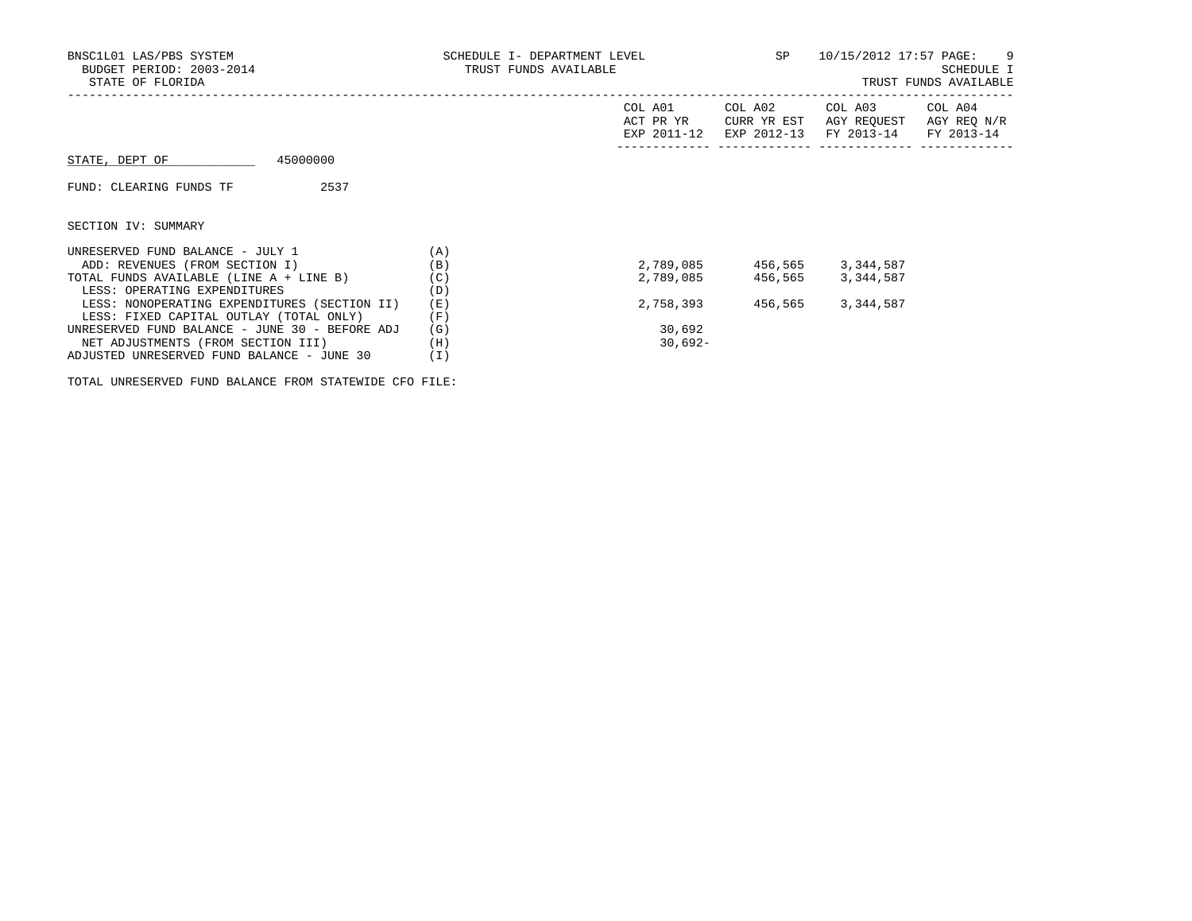BNSC1L01 LAS/PBS SYSTEM
BUDGET PERIOD: 2003-2014
STATE OF FLORIDA

SCHEDULE I- DEPARTMENT LEVEL
TRUST FUNDS AVAILABLE

SP 10/15/2012 17:57

SCHEDULE I
TRUST FUNDS AVAILABLE

STATE, DEPT OF 45000000

FUND: CLEARING FUNDS TF 2537

SECTION IV: SUMMARY

| | | COL A01 ACT PR YR EXP 2011-12 | COL A02 CURR YR EST EXP 2012-13 | COL A03 AGY REQUEST FY 2013-14 | COL A04 AGY REQ N/R FY 2013-14 |
|---|---|---|---|---|---|
| UNRESERVED FUND BALANCE - JULY 1 | (A) | | | | |
| ADD: REVENUES (FROM SECTION I) | (B) | 2,789,085 | 456,565 | 3,344,587 | |
| TOTAL FUNDS AVAILABLE (LINE A + LINE B) | (C) | 2,789,085 | 456,565 | 3,344,587 | |
| LESS: OPERATING EXPENDITURES | (D) | | | | |
| LESS: NONOPERATING EXPENDITURES (SECTION II) | (E) | 2,758,393 | 456,565 | 3,344,587 | |
| LESS: FIXED CAPITAL OUTLAY (TOTAL ONLY) | (F) | | | | |
| UNRESERVED FUND BALANCE - JUNE 30 - BEFORE ADJ | (G) | 30,692 | | | |
| NET ADJUSTMENTS (FROM SECTION III) | (H) | 30,692- | | | |
| ADJUSTED UNRESERVED FUND BALANCE - JUNE 30 | (I) | | | | |

TOTAL UNRESERVED FUND BALANCE FROM STATEWIDE CFO FILE: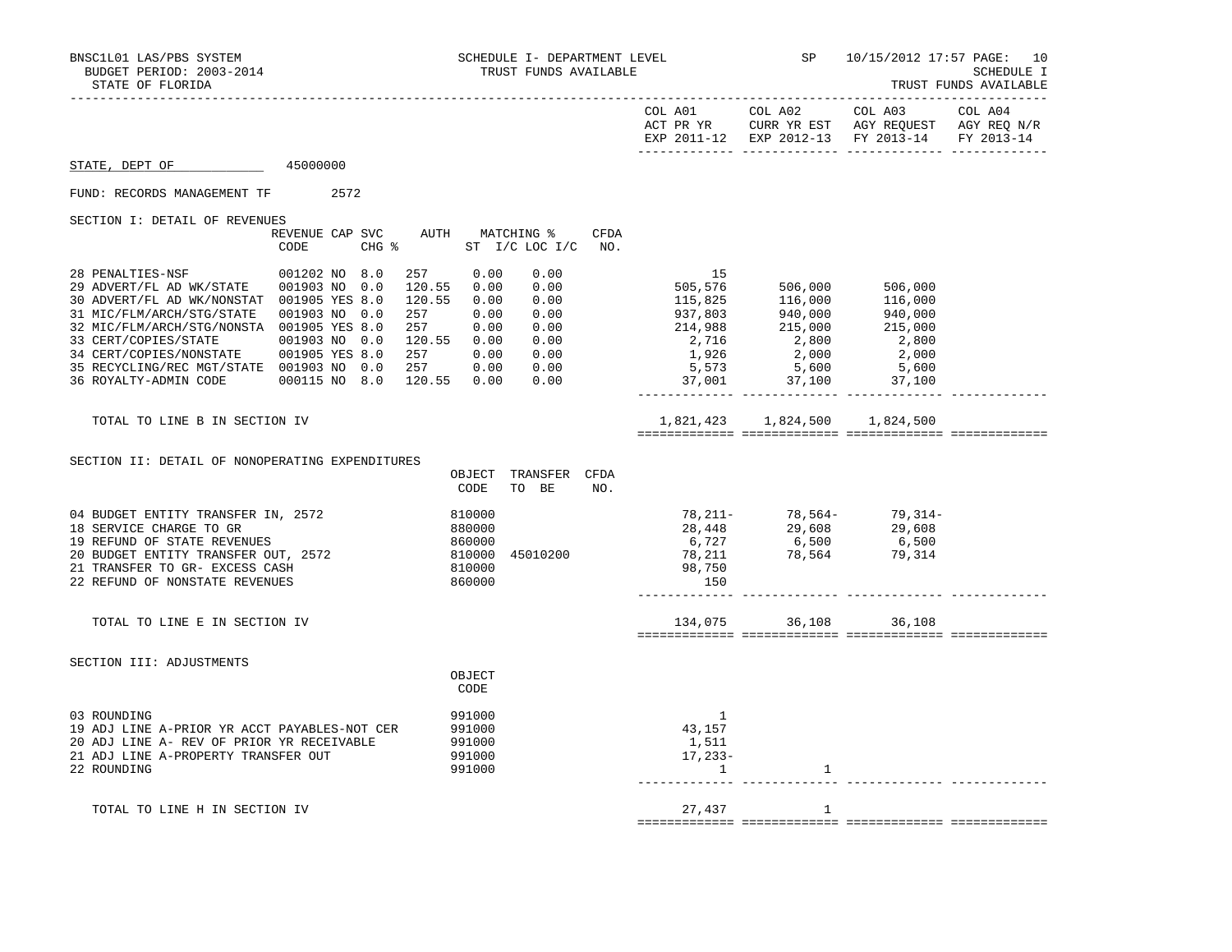BNSC1L01 LAS/PBS SYSTEM — SCHEDULE I- DEPARTMENT LEVEL — TRUST FUNDS AVAILABLE — SP 10/15/2012 17:57

BUDGET PERIOD: 2003-2014

STATE OF FLORIDA — SCHEDULE I — TRUST FUNDS AVAILABLE

STATE, DEPT OF 45000000

FUND: RECORDS MANAGEMENT TF 2572

## SECTION I: DETAIL OF REVENUES

| | REVENUE CODE | CAP | SVC CHG % | AUTH | MATCHING % ST | I/C LOC I/C | CFDA NO. | COL A01 ACT PR YR EXP 2011-12 | COL A02 CURR YR EST EXP 2012-13 | COL A03 AGY REQUEST FY 2013-14 | COL A04 AGY REQ N/R FY 2013-14 |
|---|---|---|---|---|---|---|---|---|---|---|---|
| 28 PENALTIES-NSF | 001202 | NO | 8.0 | 257 | 0.00 | 0.00 | | 15 | | | |
| 29 ADVERT/FL AD WK/STATE | 001903 | NO | 0.0 | 120.55 | 0.00 | 0.00 | | 505,576 | 506,000 | 506,000 | |
| 30 ADVERT/FL AD WK/NONSTAT | 001905 | YES | 8.0 | 120.55 | 0.00 | 0.00 | | 115,825 | 116,000 | 116,000 | |
| 31 MIC/FLM/ARCH/STG/STATE | 001903 | NO | 0.0 | 257 | 0.00 | 0.00 | | 937,803 | 940,000 | 940,000 | |
| 32 MIC/FLM/ARCH/STG/NONSTA | 001905 | YES | 8.0 | 257 | 0.00 | 0.00 | | 214,988 | 215,000 | 215,000 | |
| 33 CERT/COPIES/STATE | 001903 | NO | 0.0 | 120.55 | 0.00 | 0.00 | | 2,716 | 2,800 | 2,800 | |
| 34 CERT/COPIES/NONSTATE | 001905 | YES | 8.0 | 257 | 0.00 | 0.00 | | 1,926 | 2,000 | 2,000 | |
| 35 RECYCLING/REC MGT/STATE | 001903 | NO | 0.0 | 257 | 0.00 | 0.00 | | 5,573 | 5,600 | 5,600 | |
| 36 ROYALTY-ADMIN CODE | 000115 | NO | 8.0 | 120.55 | 0.00 | 0.00 | | 37,001 | 37,100 | 37,100 | |
| TOTAL TO LINE B IN SECTION IV | | | | | | | | 1,821,423 | 1,824,500 | 1,824,500 | |

## SECTION II: DETAIL OF NONOPERATING EXPENDITURES

| | OBJECT CODE | TRANSFER TO BE | CFDA NO. | COL A01 ACT PR YR EXP 2011-12 | COL A02 CURR YR EST EXP 2012-13 | COL A03 AGY REQUEST FY 2013-14 | COL A04 AGY REQ N/R FY 2013-14 |
|---|---|---|---|---|---|---|---|
| 04 BUDGET ENTITY TRANSFER IN, 2572 | 810000 | | | 78,211- | 78,564- | 79,314- | |
| 18 SERVICE CHARGE TO GR | 880000 | | | 28,448 | 29,608 | 29,608 | |
| 19 REFUND OF STATE REVENUES | 860000 | | | 6,727 | 6,500 | 6,500 | |
| 20 BUDGET ENTITY TRANSFER OUT, 2572 | 810000 | 45010200 | | 78,211 | 78,564 | 79,314 | |
| 21 TRANSFER TO GR- EXCESS CASH | 810000 | | | 98,750 | | | |
| 22 REFUND OF NONSTATE REVENUES | 860000 | | | 150 | | | |
| TOTAL TO LINE E IN SECTION IV | | | | 134,075 | 36,108 | 36,108 | |

## SECTION III: ADJUSTMENTS

| | OBJECT CODE | COL A01 ACT PR YR EXP 2011-12 | COL A02 CURR YR EST EXP 2012-13 | COL A03 AGY REQUEST FY 2013-14 | COL A04 AGY REQ N/R FY 2013-14 |
|---|---|---|---|---|---|
| 03 ROUNDING | 991000 | 1 | | | |
| 19 ADJ LINE A-PRIOR YR ACCT PAYABLES-NOT CER | 991000 | 43,157 | | | |
| 20 ADJ LINE A- REV OF PRIOR YR RECEIVABLE | 991000 | 1,511 | | | |
| 21 ADJ LINE A-PROPERTY TRANSFER OUT | 991000 | 17,233- | | | |
| 22 ROUNDING | 991000 | 1 | 1 | | |
| TOTAL TO LINE H IN SECTION IV | | 27,437 | 1 | | |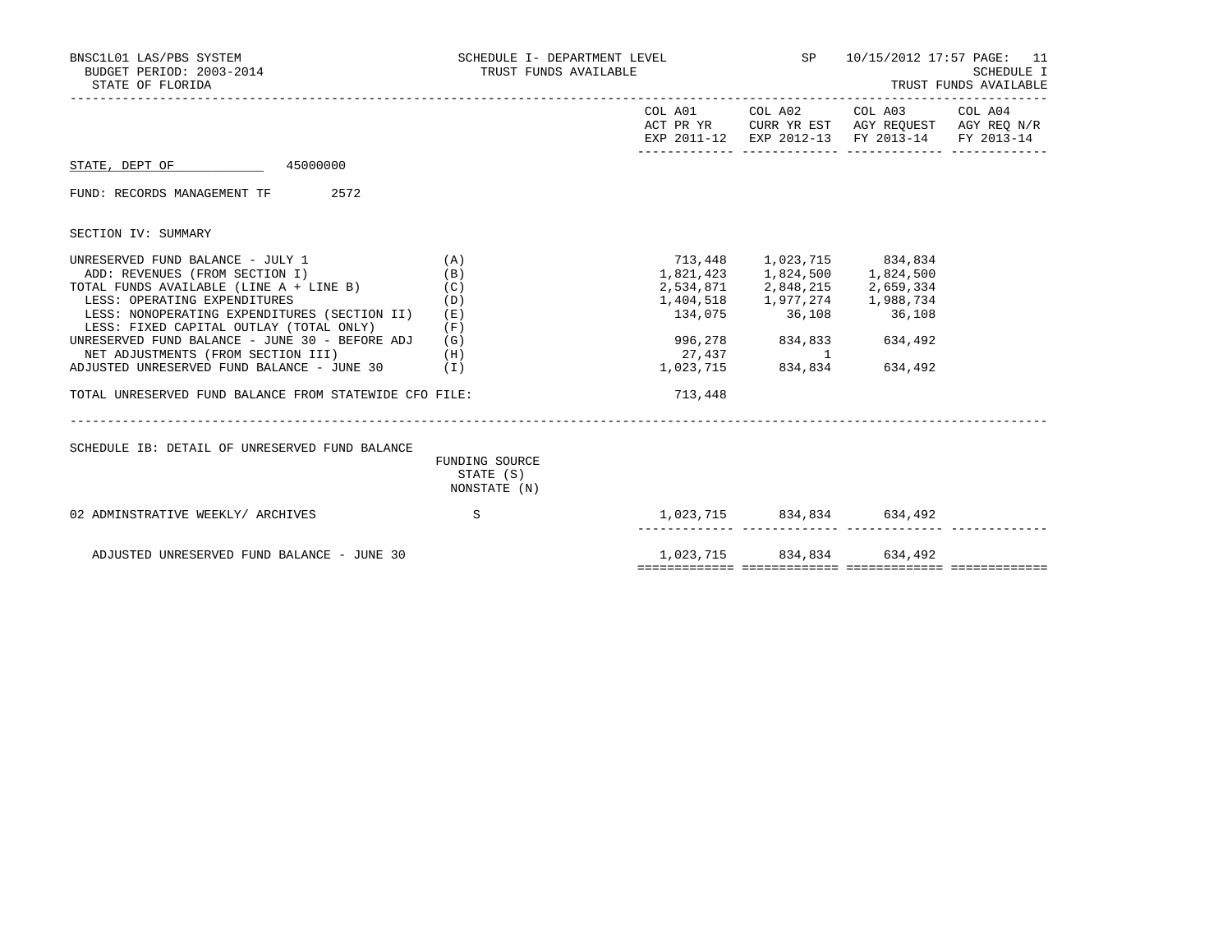BNSC1L01 LAS/PBS SYSTEM SCHEDULE I- DEPARTMENT LEVEL SP 10/15/2012 17:57 PAGE: 11
BUDGET PERIOD: 2003-2014 TRUST FUNDS AVAILABLE SCHEDULE I
STATE OF FLORIDA TRUST FUNDS AVAILABLE

STATE, DEPT OF 45000000

FUND: RECORDS MANAGEMENT TF 2572

SECTION IV: SUMMARY

| | | COL A01 ACT PR YR EXP 2011-12 | COL A02 CURR YR EST EXP 2012-13 | COL A03 AGY REQUEST FY 2013-14 | COL A04 AGY REQ N/R FY 2013-14 |
|---|---|---|---|---|---|
| UNRESERVED FUND BALANCE - JULY 1 | (A) | 713,448 | 1,023,715 | 834,834 | |
| ADD: REVENUES (FROM SECTION I) | (B) | 1,821,423 | 1,824,500 | 1,824,500 | |
| TOTAL FUNDS AVAILABLE (LINE A + LINE B) | (C) | 2,534,871 | 2,848,215 | 2,659,334 | |
| LESS: OPERATING EXPENDITURES | (D) | 1,404,518 | 1,977,274 | 1,988,734 | |
| LESS: NONOPERATING EXPENDITURES (SECTION II) | (E) | 134,075 | 36,108 | 36,108 | |
| LESS: FIXED CAPITAL OUTLAY (TOTAL ONLY) | (F) | | | | |
| UNRESERVED FUND BALANCE - JUNE 30 - BEFORE ADJ | (G) | 996,278 | 834,833 | 634,492 | |
| NET ADJUSTMENTS (FROM SECTION III) | (H) | 27,437 | 1 | | |
| ADJUSTED UNRESERVED FUND BALANCE - JUNE 30 | (I) | 1,023,715 | 834,834 | 634,492 | |
| TOTAL UNRESERVED FUND BALANCE FROM STATEWIDE CFO FILE: | | 713,448 | | | |

SCHEDULE IB: DETAIL OF UNRESERVED FUND BALANCE

| | FUNDING SOURCE STATE (S) NONSTATE (N) | | | | |
|---|---|---|---|---|---|
| 02 ADMINSTRATIVE WEEKLY/ ARCHIVES | S | 1,023,715 | 834,834 | 634,492 | |
| ADJUSTED UNRESERVED FUND BALANCE - JUNE 30 | | 1,023,715 | 834,834 | 634,492 | |